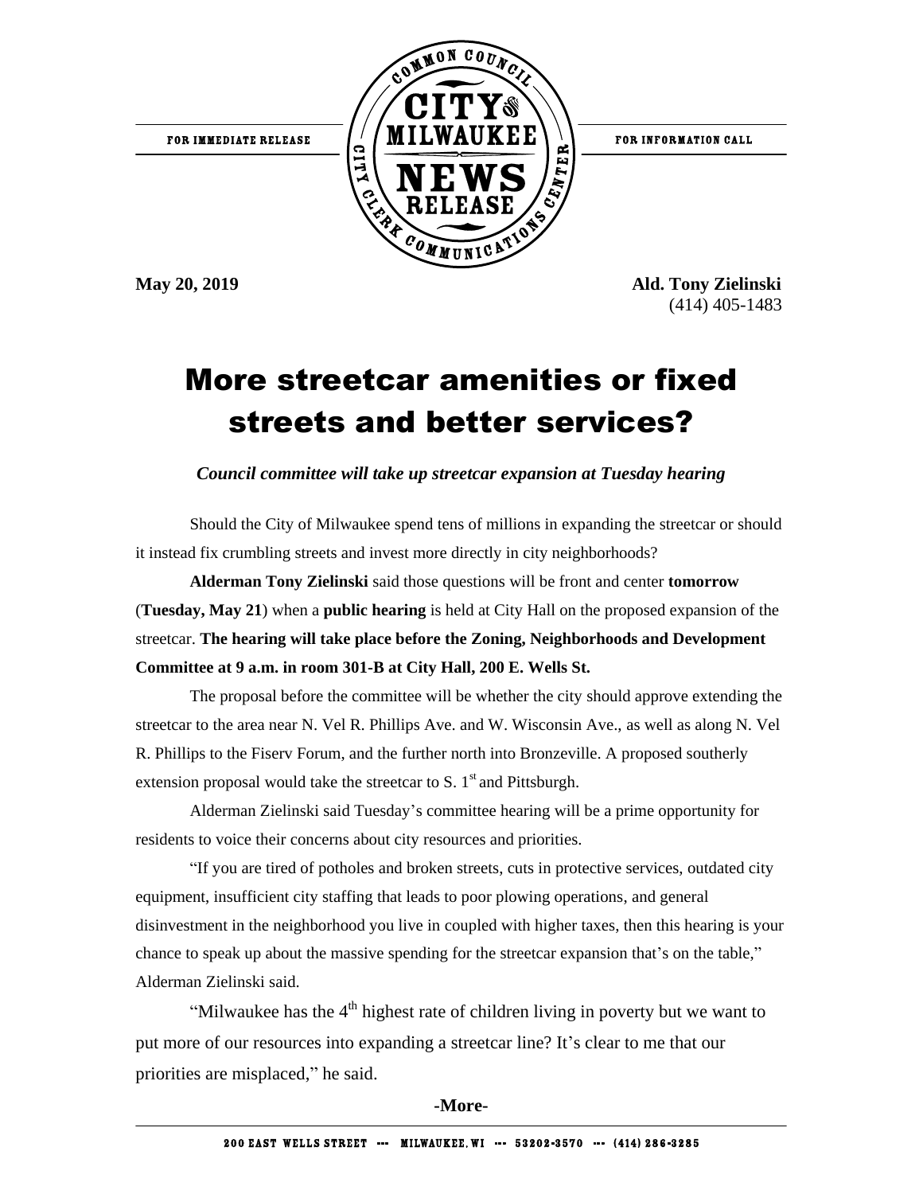FOR IMMEDIATE RELEASE

COMMON COUNCIL
CITY of MILWAUKEE
NEWS RELEASE
CITY CLERK COMMUNICATIONS CENTER

FOR INFORMATION CALL

**May 20, 2019**

**Ald. Tony Zielinski**
(414) 405-1483

# More streetcar amenities or fixed streets and better services?

***Council committee will take up streetcar expansion at Tuesday hearing***

Should the City of Milwaukee spend tens of millions in expanding the streetcar or should it instead fix crumbling streets and invest more directly in city neighborhoods?

**Alderman Tony Zielinski** said those questions will be front and center **tomorrow** (**Tuesday, May 21**) when a **public hearing** is held at City Hall on the proposed expansion of the streetcar. **The hearing will take place before the Zoning, Neighborhoods and Development Committee at 9 a.m. in room 301-B at City Hall, 200 E. Wells St.**

The proposal before the committee will be whether the city should approve extending the streetcar to the area near N. Vel R. Phillips Ave. and W. Wisconsin Ave., as well as along N. Vel R. Phillips to the Fiserv Forum, and the further north into Bronzeville. A proposed southerly extension proposal would take the streetcar to S. 1st and Pittsburgh.

Alderman Zielinski said Tuesday's committee hearing will be a prime opportunity for residents to voice their concerns about city resources and priorities.

"If you are tired of potholes and broken streets, cuts in protective services, outdated city equipment, insufficient city staffing that leads to poor plowing operations, and general disinvestment in the neighborhood you live in coupled with higher taxes, then this hearing is your chance to speak up about the massive spending for the streetcar expansion that's on the table," Alderman Zielinski said.

"Milwaukee has the 4th highest rate of children living in poverty but we want to put more of our resources into expanding a streetcar line? It's clear to me that our priorities are misplaced," he said.

**-More-**

200 EAST WELLS STREET --- MILWAUKEE, WI --- 53202-3570 --- (414) 286-3285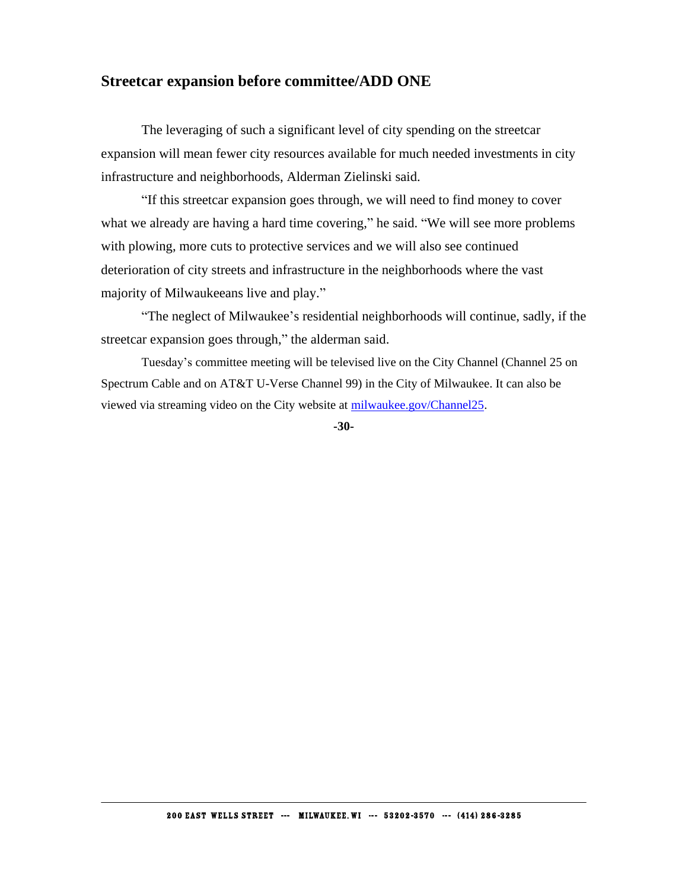## Streetcar expansion before committee/ADD ONE

The leveraging of such a significant level of city spending on the streetcar expansion will mean fewer city resources available for much needed investments in city infrastructure and neighborhoods, Alderman Zielinski said.

"If this streetcar expansion goes through, we will need to find money to cover what we already are having a hard time covering," he said. "We will see more problems with plowing, more cuts to protective services and we will also see continued deterioration of city streets and infrastructure in the neighborhoods where the vast majority of Milwaukeeans live and play."

"The neglect of Milwaukee's residential neighborhoods will continue, sadly, if the streetcar expansion goes through," the alderman said.

Tuesday's committee meeting will be televised live on the City Channel (Channel 25 on Spectrum Cable and on AT&T U-Verse Channel 99) in the City of Milwaukee. It can also be viewed via streaming video on the City website at milwaukee.gov/Channel25.

**-30-**